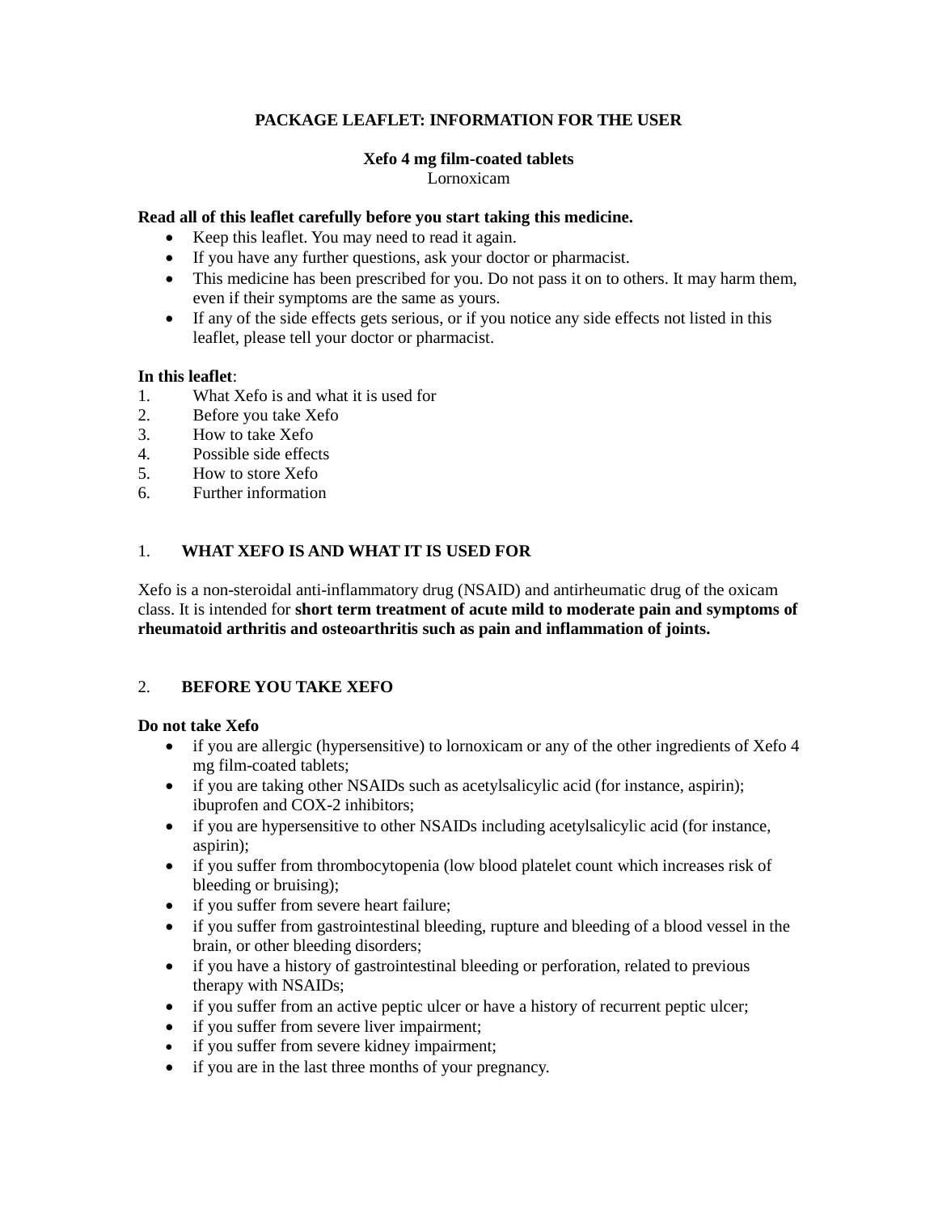# PACKAGE LEAFLET: INFORMATION FOR THE USER

**Xefo 4 mg film-coated tablets**
Lornoxicam

**Read all of this leaflet carefully before you start taking this medicine.**

- Keep this leaflet. You may need to read it again.
- If you have any further questions, ask your doctor or pharmacist.
- This medicine has been prescribed for you. Do not pass it on to others. It may harm them, even if their symptoms are the same as yours.
- If any of the side effects gets serious, or if you notice any side effects not listed in this leaflet, please tell your doctor or pharmacist.

**In this leaflet**:

1. What Xefo is and what it is used for
2. Before you take Xefo
3. How to take Xefo
4. Possible side effects
5. How to store Xefo
6. Further information

## 1. WHAT XEFO IS AND WHAT IT IS USED FOR

Xefo is a non-steroidal anti-inflammatory drug (NSAID) and antirheumatic drug of the oxicam class. It is intended for **short term treatment of acute mild to moderate pain and symptoms of rheumatoid arthritis and osteoarthritis such as pain and inflammation of joints.**

## 2. BEFORE YOU TAKE XEFO

**Do not take Xefo**

- if you are allergic (hypersensitive) to lornoxicam or any of the other ingredients of Xefo 4 mg film-coated tablets;
- if you are taking other NSAIDs such as acetylsalicylic acid (for instance, aspirin); ibuprofen and COX-2 inhibitors;
- if you are hypersensitive to other NSAIDs including acetylsalicylic acid (for instance, aspirin);
- if you suffer from thrombocytopenia (low blood platelet count which increases risk of bleeding or bruising);
- if you suffer from severe heart failure;
- if you suffer from gastrointestinal bleeding, rupture and bleeding of a blood vessel in the brain, or other bleeding disorders;
- if you have a history of gastrointestinal bleeding or perforation, related to previous therapy with NSAIDs;
- if you suffer from an active peptic ulcer or have a history of recurrent peptic ulcer;
- if you suffer from severe liver impairment;
- if you suffer from severe kidney impairment;
- if you are in the last three months of your pregnancy.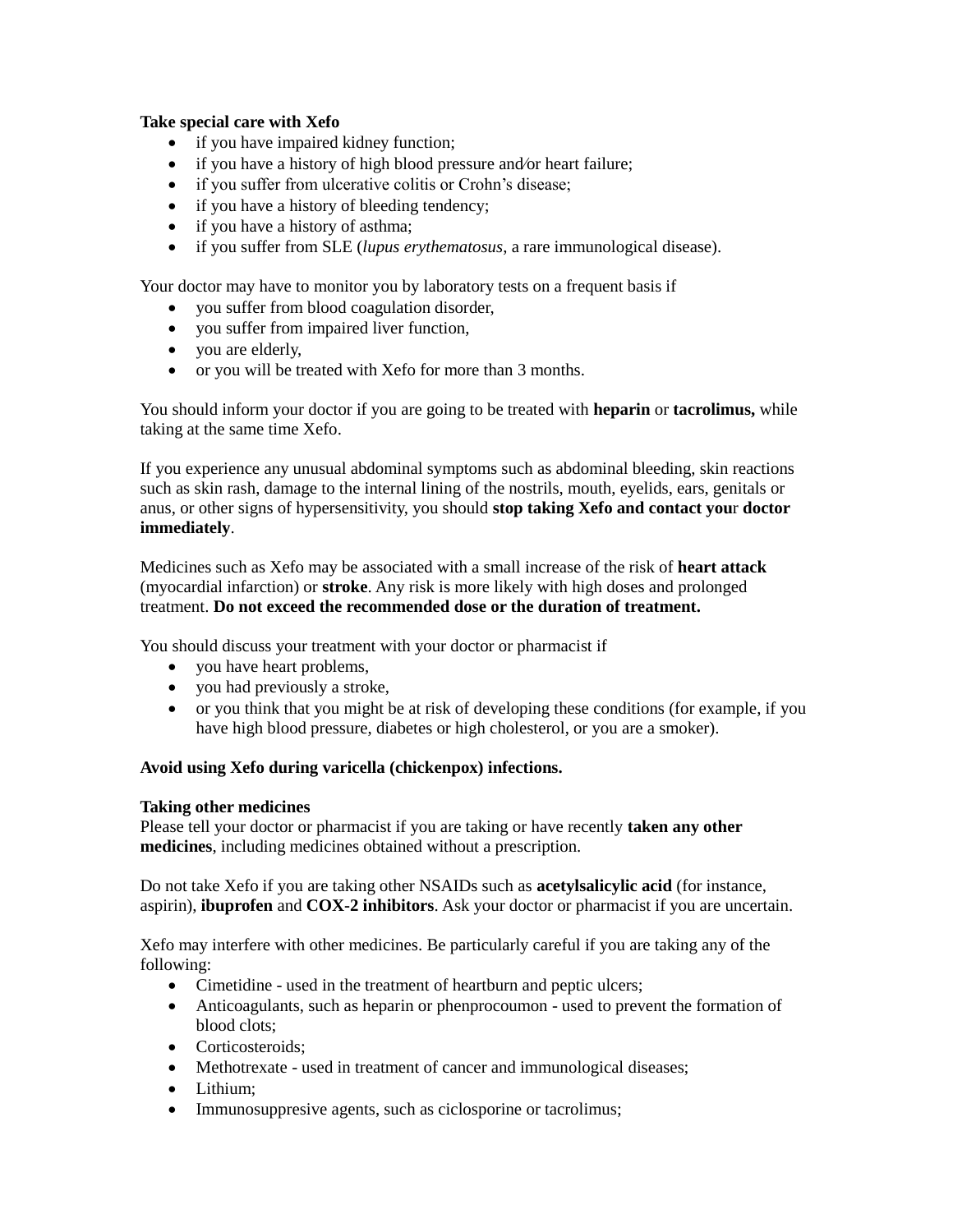**Take special care with Xefo**

- if you have impaired kidney function;
- if you have a history of high blood pressure and/or heart failure;
- if you suffer from ulcerative colitis or Crohn's disease;
- if you have a history of bleeding tendency;
- if you have a history of asthma;
- if you suffer from SLE (*lupus erythematosus*, a rare immunological disease).

Your doctor may have to monitor you by laboratory tests on a frequent basis if

- you suffer from blood coagulation disorder,
- you suffer from impaired liver function,
- you are elderly,
- or you will be treated with Xefo for more than 3 months.

You should inform your doctor if you are going to be treated with **heparin** or **tacrolimus,** while taking at the same time Xefo.

If you experience any unusual abdominal symptoms such as abdominal bleeding, skin reactions such as skin rash, damage to the internal lining of the nostrils, mouth, eyelids, ears, genitals or anus, or other signs of hypersensitivity, you should **stop taking Xefo and contact your doctor immediately**.

Medicines such as Xefo may be associated with a small increase of the risk of **heart attack** (myocardial infarction) or **stroke**. Any risk is more likely with high doses and prolonged treatment. **Do not exceed the recommended dose or the duration of treatment.**

You should discuss your treatment with your doctor or pharmacist if

- you have heart problems,
- you had previously a stroke,
- or you think that you might be at risk of developing these conditions (for example, if you have high blood pressure, diabetes or high cholesterol, or you are a smoker).

**Avoid using Xefo during varicella (chickenpox) infections.**

**Taking other medicines**

Please tell your doctor or pharmacist if you are taking or have recently **taken any other medicines**, including medicines obtained without a prescription.

Do not take Xefo if you are taking other NSAIDs such as **acetylsalicylic acid** (for instance, aspirin), **ibuprofen** and **COX-2 inhibitors**. Ask your doctor or pharmacist if you are uncertain.

Xefo may interfere with other medicines. Be particularly careful if you are taking any of the following:

- Cimetidine - used in the treatment of heartburn and peptic ulcers;
- Anticoagulants, such as heparin or phenprocoumon - used to prevent the formation of blood clots;
- Corticosteroids;
- Methotrexate - used in treatment of cancer and immunological diseases;
- Lithium;
- Immunosuppresive agents, such as ciclosporine or tacrolimus;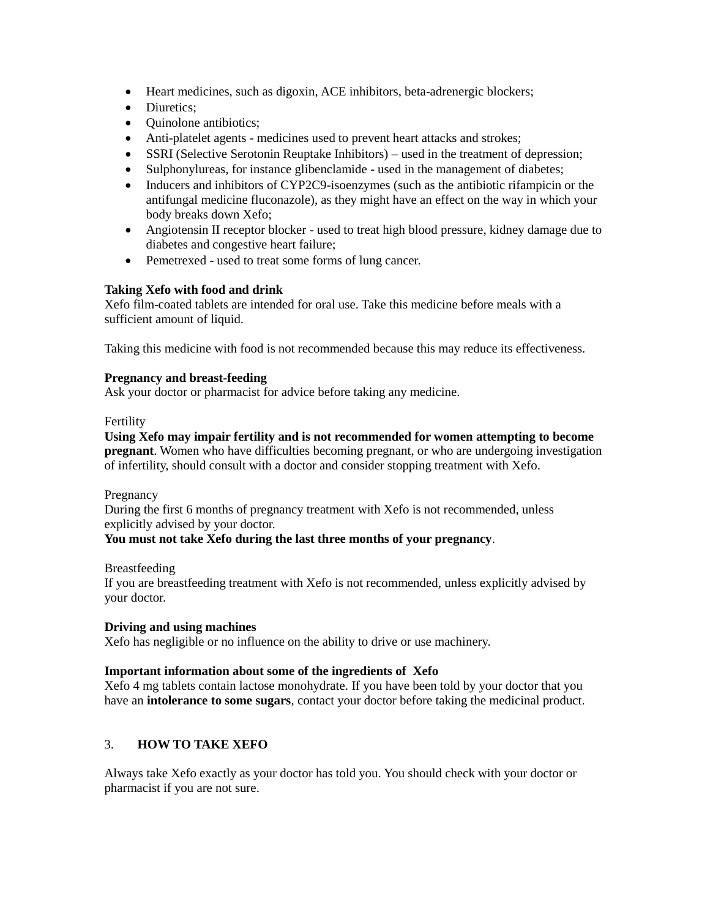- Heart medicines, such as digoxin, ACE inhibitors, beta-adrenergic blockers;
- Diuretics;
- Quinolone antibiotics;
- Anti-platelet agents - medicines used to prevent heart attacks and strokes;
- SSRI (Selective Serotonin Reuptake Inhibitors) – used in the treatment of depression;
- Sulphonylureas, for instance glibenclamide - used in the management of diabetes;
- Inducers and inhibitors of CYP2C9-isoenzymes (such as the antibiotic rifampicin or the antifungal medicine fluconazole), as they might have an effect on the way in which your body breaks down Xefo;
- Angiotensin II receptor blocker - used to treat high blood pressure, kidney damage due to diabetes and congestive heart failure;
- Pemetrexed - used to treat some forms of lung cancer.

**Taking Xefo with food and drink**
Xefo film-coated tablets are intended for oral use. Take this medicine before meals with a sufficient amount of liquid.

Taking this medicine with food is not recommended because this may reduce its effectiveness.

**Pregnancy and breast-feeding**
Ask your doctor or pharmacist for advice before taking any medicine.

Fertility
**Using Xefo may impair fertility and is not recommended for women attempting to become pregnant**. Women who have difficulties becoming pregnant, or who are undergoing investigation of infertility, should consult with a doctor and consider stopping treatment with Xefo.

Pregnancy
During the first 6 months of pregnancy treatment with Xefo is not recommended, unless explicitly advised by your doctor.
**You must not take Xefo during the last three months of your pregnancy**.

Breastfeeding
If you are breastfeeding treatment with Xefo is not recommended, unless explicitly advised by your doctor.

**Driving and using machines**
Xefo has negligible or no influence on the ability to drive or use machinery.

**Important information about some of the ingredients of Xefo**
Xefo 4 mg tablets contain lactose monohydrate. If you have been told by your doctor that you have an **intolerance to some sugars**, contact your doctor before taking the medicinal product.

## 3. HOW TO TAKE XEFO

Always take Xefo exactly as your doctor has told you. You should check with your doctor or pharmacist if you are not sure.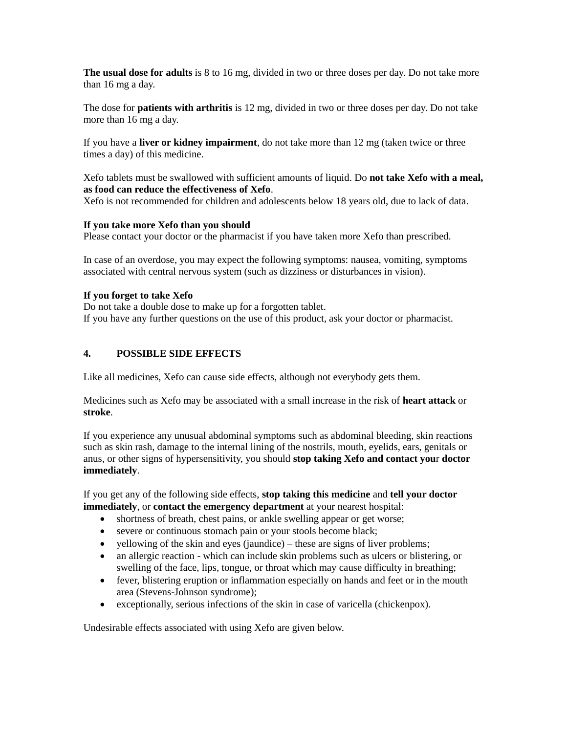**The usual dose for adults** is 8 to 16 mg, divided in two or three doses per day. Do not take more than 16 mg a day.

The dose for **patients with arthritis** is 12 mg, divided in two or three doses per day. Do not take more than 16 mg a day.

If you have a **liver or kidney impairment**, do not take more than 12 mg (taken twice or three times a day) of this medicine.

Xefo tablets must be swallowed with sufficient amounts of liquid. Do **not take Xefo with a meal, as food can reduce the effectiveness of Xefo**.
Xefo is not recommended for children and adolescents below 18 years old, due to lack of data.

**If you take more Xefo than you should**
Please contact your doctor or the pharmacist if you have taken more Xefo than prescribed.

In case of an overdose, you may expect the following symptoms: nausea, vomiting, symptoms associated with central nervous system (such as dizziness or disturbances in vision).

**If you forget to take Xefo**
Do not take a double dose to make up for a forgotten tablet.
If you have any further questions on the use of this product, ask your doctor or pharmacist.

## 4. POSSIBLE SIDE EFFECTS

Like all medicines, Xefo can cause side effects, although not everybody gets them.

Medicines such as Xefo may be associated with a small increase in the risk of **heart attack** or **stroke**.

If you experience any unusual abdominal symptoms such as abdominal bleeding, skin reactions such as skin rash, damage to the internal lining of the nostrils, mouth, eyelids, ears, genitals or anus, or other signs of hypersensitivity, you should **stop taking Xefo and contact your doctor immediately**.

If you get any of the following side effects, **stop taking this medicine** and **tell your doctor immediately**, or **contact the emergency department** at your nearest hospital:

- shortness of breath, chest pains, or ankle swelling appear or get worse;
- severe or continuous stomach pain or your stools become black;
- yellowing of the skin and eyes (jaundice) – these are signs of liver problems;
- an allergic reaction - which can include skin problems such as ulcers or blistering, or swelling of the face, lips, tongue, or throat which may cause difficulty in breathing;
- fever, blistering eruption or inflammation especially on hands and feet or in the mouth area (Stevens-Johnson syndrome);
- exceptionally, serious infections of the skin in case of varicella (chickenpox).

Undesirable effects associated with using Xefo are given below.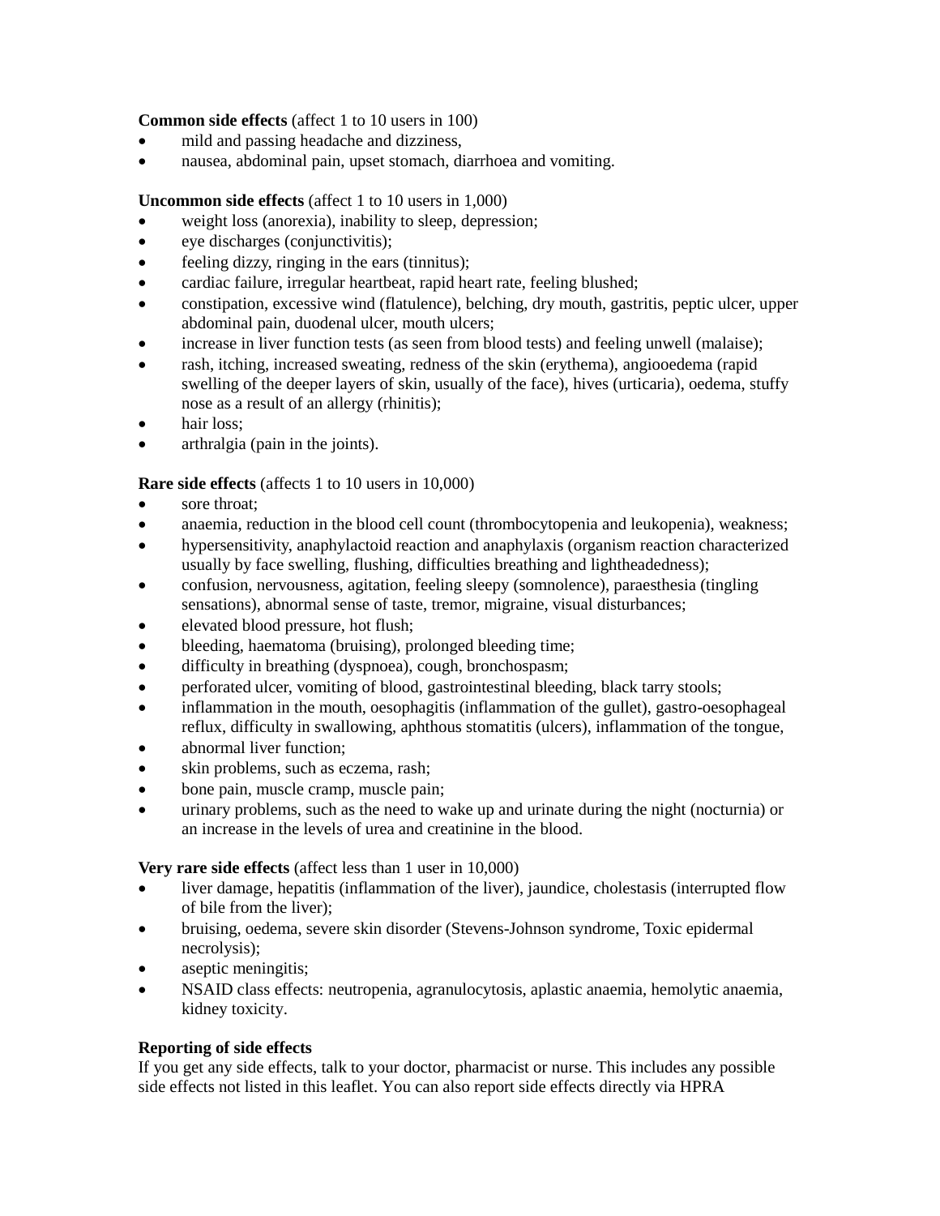**Common side effects** (affect 1 to 10 users in 100)

- mild and passing headache and dizziness,
- nausea, abdominal pain, upset stomach, diarrhoea and vomiting.

**Uncommon side effects** (affect 1 to 10 users in 1,000)

- weight loss (anorexia), inability to sleep, depression;
- eye discharges (conjunctivitis);
- feeling dizzy, ringing in the ears (tinnitus);
- cardiac failure, irregular heartbeat, rapid heart rate, feeling blushed;
- constipation, excessive wind (flatulence), belching, dry mouth, gastritis, peptic ulcer, upper abdominal pain, duodenal ulcer, mouth ulcers;
- increase in liver function tests (as seen from blood tests) and feeling unwell (malaise);
- rash, itching, increased sweating, redness of the skin (erythema), angiooedema (rapid swelling of the deeper layers of skin, usually of the face), hives (urticaria), oedema, stuffy nose as a result of an allergy (rhinitis);
- hair loss;
- arthralgia (pain in the joints).

**Rare side effects** (affects 1 to 10 users in 10,000)

- sore throat;
- anaemia, reduction in the blood cell count (thrombocytopenia and leukopenia), weakness;
- hypersensitivity, anaphylactoid reaction and anaphylaxis (organism reaction characterized usually by face swelling, flushing, difficulties breathing and lightheadedness);
- confusion, nervousness, agitation, feeling sleepy (somnolence), paraesthesia (tingling sensations), abnormal sense of taste, tremor, migraine, visual disturbances;
- elevated blood pressure, hot flush;
- bleeding, haematoma (bruising), prolonged bleeding time;
- difficulty in breathing (dyspnoea), cough, bronchospasm;
- perforated ulcer, vomiting of blood, gastrointestinal bleeding, black tarry stools;
- inflammation in the mouth, oesophagitis (inflammation of the gullet), gastro-oesophageal reflux, difficulty in swallowing, aphthous stomatitis (ulcers), inflammation of the tongue,
- abnormal liver function;
- skin problems, such as eczema, rash;
- bone pain, muscle cramp, muscle pain;
- urinary problems, such as the need to wake up and urinate during the night (nocturnia) or an increase in the levels of urea and creatinine in the blood.

**Very rare side effects** (affect less than 1 user in 10,000)

- liver damage, hepatitis (inflammation of the liver), jaundice, cholestasis (interrupted flow of bile from the liver);
- bruising, oedema, severe skin disorder (Stevens-Johnson syndrome, Toxic epidermal necrolysis);
- aseptic meningitis;
- NSAID class effects: neutropenia, agranulocytosis, aplastic anaemia, hemolytic anaemia, kidney toxicity.

**Reporting of side effects**

If you get any side effects, talk to your doctor, pharmacist or nurse. This includes any possible side effects not listed in this leaflet. You can also report side effects directly via HPRA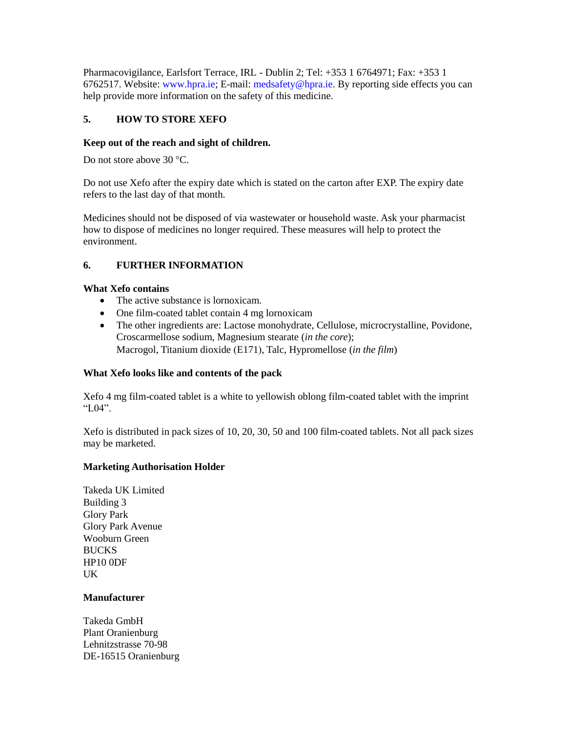Pharmacovigilance, Earlsfort Terrace, IRL - Dublin 2; Tel: +353 1 6764971; Fax: +353 1 6762517. Website: www.hpra.ie; E-mail: medsafety@hpra.ie. By reporting side effects you can help provide more information on the safety of this medicine.

## 5. HOW TO STORE XEFO

**Keep out of the reach and sight of children.**

Do not store above 30 °C.

Do not use Xefo after the expiry date which is stated on the carton after EXP. The expiry date refers to the last day of that month.

Medicines should not be disposed of via wastewater or household waste. Ask your pharmacist how to dispose of medicines no longer required. These measures will help to protect the environment.

## 6. FURTHER INFORMATION

**What Xefo contains**

- The active substance is lornoxicam.
- One film-coated tablet contain 4 mg lornoxicam
- The other ingredients are: Lactose monohydrate, Cellulose, microcrystalline, Povidone, Croscarmellose sodium, Magnesium stearate (*in the core*);
  Macrogol, Titanium dioxide (E171), Talc, Hypromellose (*in the film*)

**What Xefo looks like and contents of the pack**

Xefo 4 mg film-coated tablet is a white to yellowish oblong film-coated tablet with the imprint "L04".

Xefo is distributed in pack sizes of 10, 20, 30, 50 and 100 film-coated tablets. Not all pack sizes may be marketed.

**Marketing Authorisation Holder**

Takeda UK Limited
Building 3
Glory Park
Glory Park Avenue
Wooburn Green
BUCKS
HP10 0DF
UK

**Manufacturer**

Takeda GmbH
Plant Oranienburg
Lehnitzstrasse 70-98
DE-16515 Oranienburg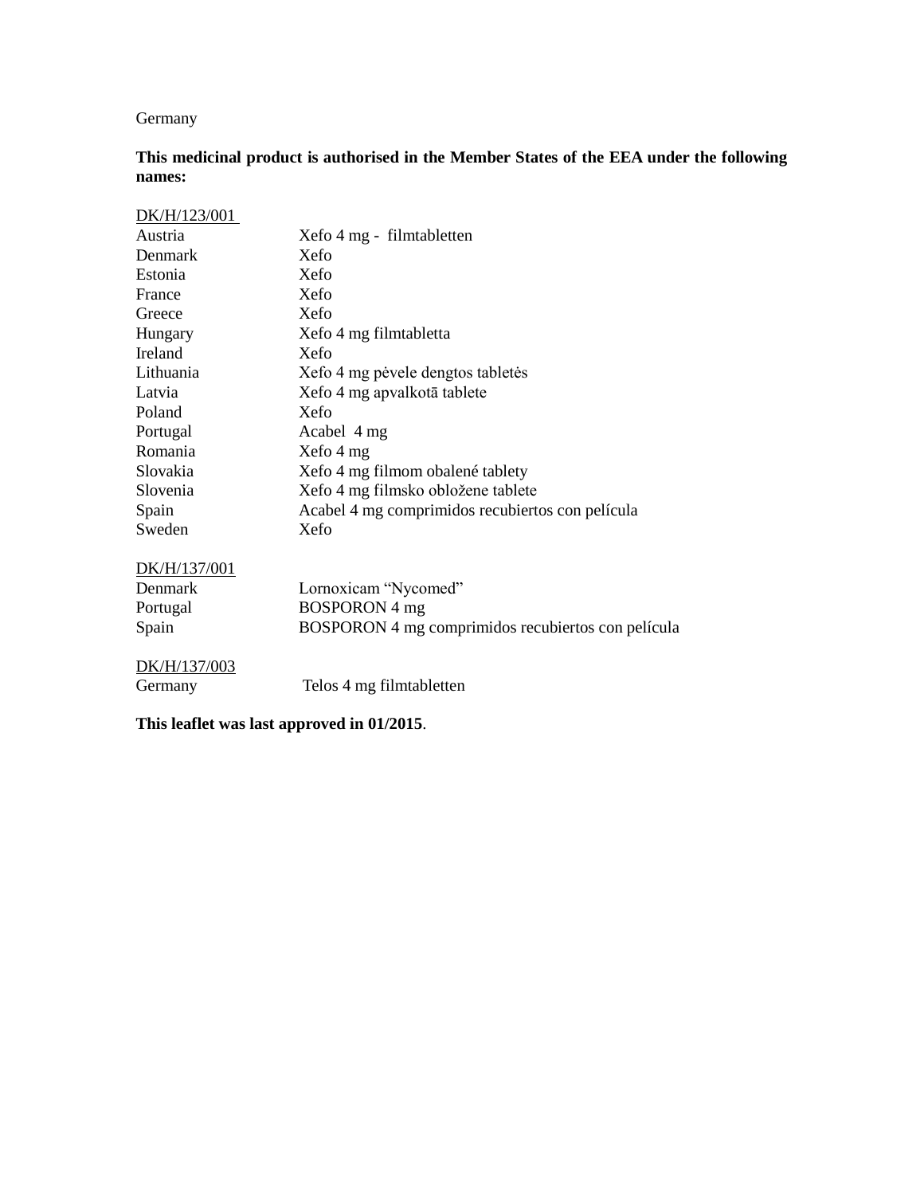Germany

**This medicinal product is authorised in the Member States of the EEA under the following names:**

DK/H/123/001

| | |
|---|---|
| Austria | Xefo 4 mg -  filmtabletten |
| Denmark | Xefo |
| Estonia | Xefo |
| France | Xefo |
| Greece | Xefo |
| Hungary | Xefo 4 mg filmtabletta |
| Ireland | Xefo |
| Lithuania | Xefo 4 mg plėvele dengtos tabletės |
| Latvia | Xefo 4 mg apvalkotā tablete |
| Poland | Xefo |
| Portugal | Acabel  4 mg |
| Romania | Xefo 4 mg |
| Slovakia | Xefo 4 mg filmom obalené tablety |
| Slovenia | Xefo 4 mg filmsko obložene tablete |
| Spain | Acabel 4 mg comprimidos recubiertos con película |
| Sweden | Xefo |

DK/H/137/001

| | |
|---|---|
| Denmark | Lornoxicam "Nycomed" |
| Portugal | BOSPORON 4 mg |
| Spain | BOSPORON 4 mg comprimidos recubiertos con película |

DK/H/137/003

| | |
|---|---|
| Germany | Telos 4 mg filmtabletten |

**This leaflet was last approved in 01/2015**.